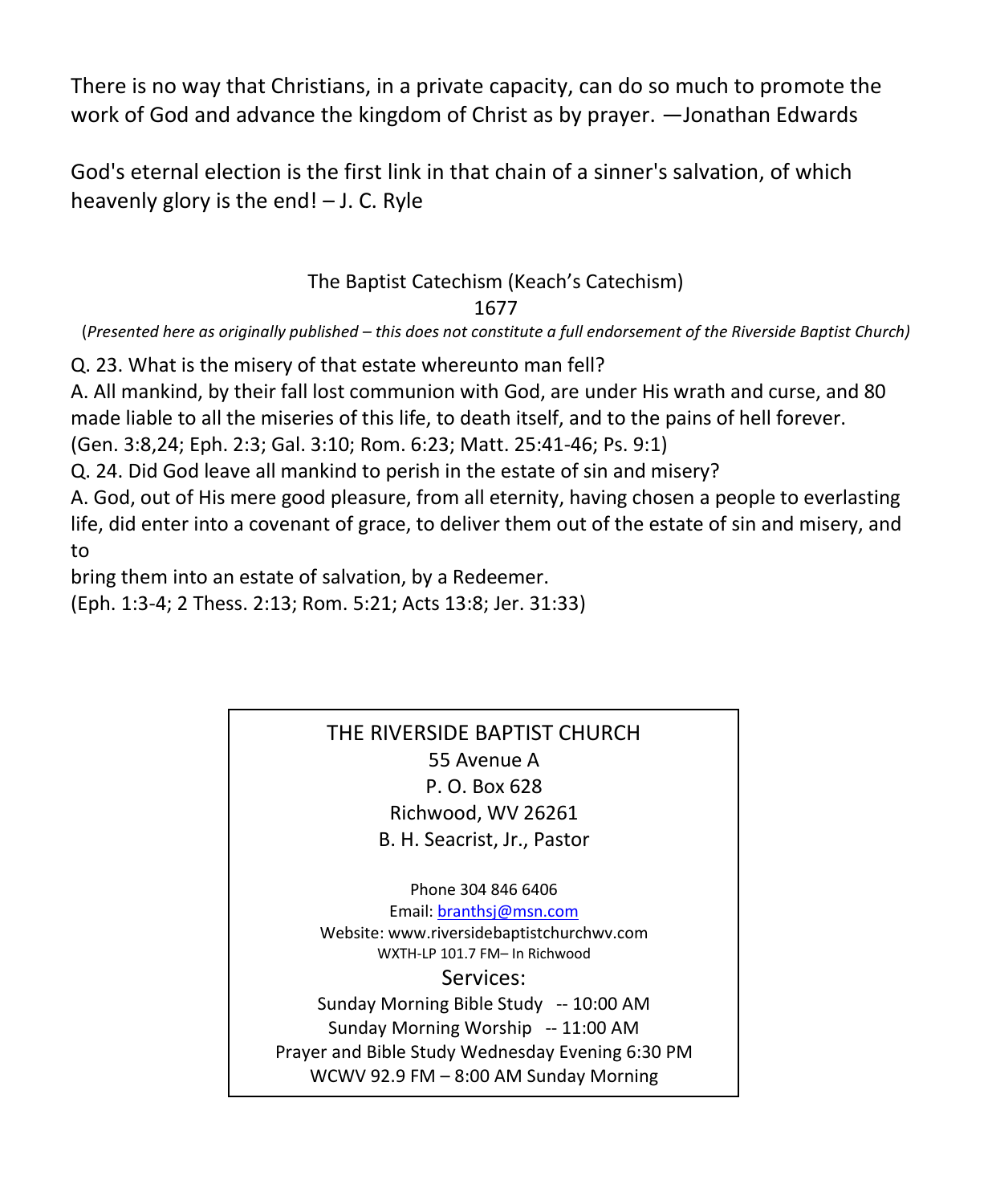There is no way that Christians, in a private capacity, can do so much to promote the work of God and advance the kingdom of Christ as by prayer. —Jonathan Edwards

God's eternal election is the first link in that chain of a sinner's salvation, of which heavenly glory is the end! – J. C. Ryle

The Baptist Catechism (Keach's Catechism)
1677

(*Presented here as originally published – this does not constitute a full endorsement of the Riverside Baptist Church)*

Q. 23. What is the misery of that estate whereunto man fell?
A. All mankind, by their fall lost communion with God, are under His wrath and curse, and 80 made liable to all the miseries of this life, to death itself, and to the pains of hell forever.
(Gen. 3:8,24; Eph. 2:3; Gal. 3:10; Rom. 6:23; Matt. 25:41-46; Ps. 9:1)
Q. 24. Did God leave all mankind to perish in the estate of sin and misery?
A. God, out of His mere good pleasure, from all eternity, having chosen a people to everlasting life, did enter into a covenant of grace, to deliver them out of the estate of sin and misery, and to
bring them into an estate of salvation, by a Redeemer.
(Eph. 1:3-4; 2 Thess. 2:13; Rom. 5:21; Acts 13:8; Jer. 31:33)

THE RIVERSIDE BAPTIST CHURCH
55 Avenue A
P. O. Box 628
Richwood, WV 26261
B. H. Seacrist, Jr., Pastor

Phone 304 846 6406
Email: branthsj@msn.com
Website: www.riversidebaptistchurchwv.com
WXTH-LP 101.7 FM– In Richwood

Services:
Sunday Morning Bible Study -- 10:00 AM
Sunday Morning Worship -- 11:00 AM
Prayer and Bible Study Wednesday Evening 6:30 PM
WCWV 92.9 FM – 8:00 AM Sunday Morning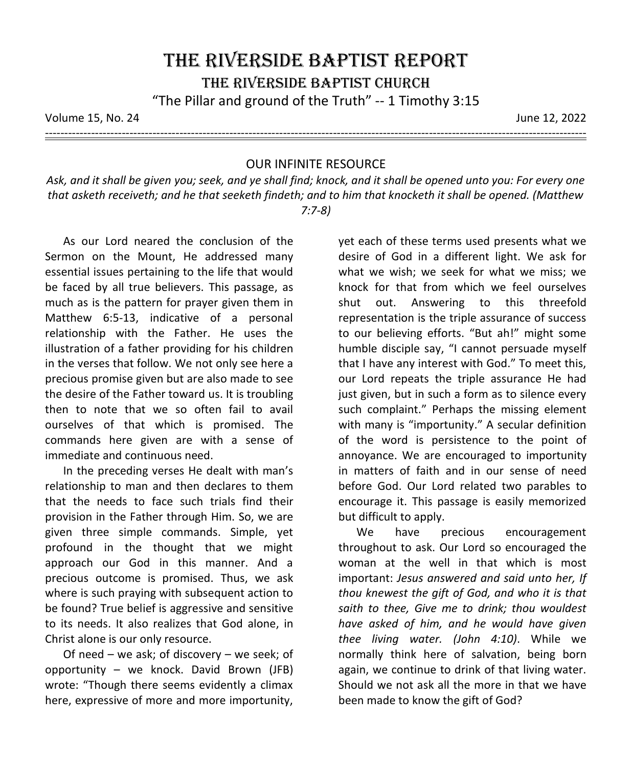# THE RIVERSIDE BAPTIST REPORT

## THE RIVERSIDE BAPTIST CHURCH

"The Pillar and ground of the Truth" -- 1 Timothy 3:15

Volume 15, No. 24 June 12, 2022

---

### OUR INFINITE RESOURCE

*Ask, and it shall be given you; seek, and ye shall find; knock, and it shall be opened unto you: For every one that asketh receiveth; and he that seeketh findeth; and to him that knocketh it shall be opened. (Matthew 7:7-8)*

As our Lord neared the conclusion of the Sermon on the Mount, He addressed many essential issues pertaining to the life that would be faced by all true believers. This passage, as much as is the pattern for prayer given them in Matthew 6:5-13, indicative of a personal relationship with the Father. He uses the illustration of a father providing for his children in the verses that follow. We not only see here a precious promise given but are also made to see the desire of the Father toward us. It is troubling then to note that we so often fail to avail ourselves of that which is promised. The commands here given are with a sense of immediate and continuous need.

In the preceding verses He dealt with man's relationship to man and then declares to them that the needs to face such trials find their provision in the Father through Him. So, we are given three simple commands. Simple, yet profound in the thought that we might approach our God in this manner. And a precious outcome is promised. Thus, we ask where is such praying with subsequent action to be found? True belief is aggressive and sensitive to its needs. It also realizes that God alone, in Christ alone is our only resource.

Of need – we ask; of discovery – we seek; of opportunity – we knock. David Brown (JFB) wrote: "Though there seems evidently a climax here, expressive of more and more importunity, yet each of these terms used presents what we desire of God in a different light. We ask for what we wish; we seek for what we miss; we knock for that from which we feel ourselves shut out. Answering to this threefold representation is the triple assurance of success to our believing efforts. "But ah!" might some humble disciple say, "I cannot persuade myself that I have any interest with God." To meet this, our Lord repeats the triple assurance He had just given, but in such a form as to silence every such complaint." Perhaps the missing element with many is "importunity." A secular definition of the word is persistence to the point of annoyance. We are encouraged to importunity in matters of faith and in our sense of need before God. Our Lord related two parables to encourage it. This passage is easily memorized but difficult to apply.

We have precious encouragement throughout to ask. Our Lord so encouraged the woman at the well in that which is most important: *Jesus answered and said unto her, If thou knewest the gift of God, and who it is that saith to thee, Give me to drink; thou wouldest have asked of him, and he would have given thee living water. (John 4:10)*. While we normally think here of salvation, being born again, we continue to drink of that living water. Should we not ask all the more in that we have been made to know the gift of God?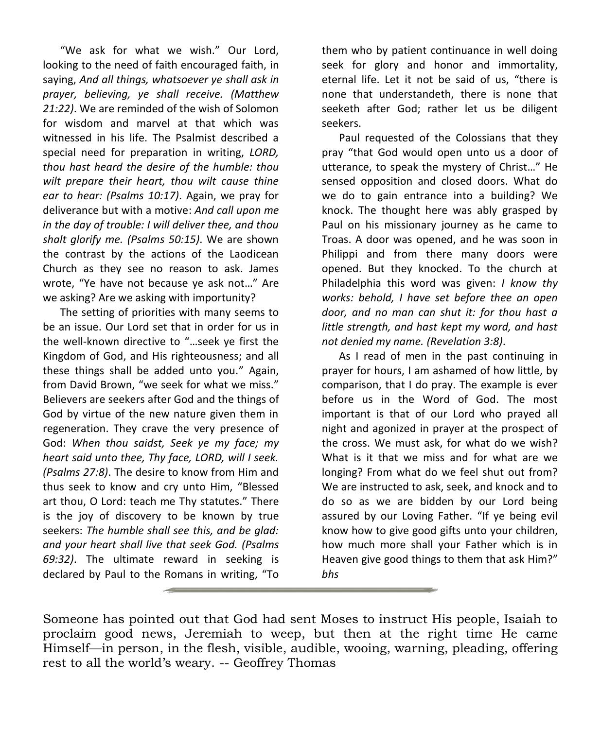"We ask for what we wish." Our Lord, looking to the need of faith encouraged faith, in saying, *And all things, whatsoever ye shall ask in prayer, believing, ye shall receive. (Matthew 21:22)*. We are reminded of the wish of Solomon for wisdom and marvel at that which was witnessed in his life. The Psalmist described a special need for preparation in writing, *LORD, thou hast heard the desire of the humble: thou wilt prepare their heart, thou wilt cause thine ear to hear: (Psalms 10:17)*. Again, we pray for deliverance but with a motive: *And call upon me in the day of trouble: I will deliver thee, and thou shalt glorify me. (Psalms 50:15)*. We are shown the contrast by the actions of the Laodicean Church as they see no reason to ask. James wrote, "Ye have not because ye ask not…" Are we asking? Are we asking with importunity?

The setting of priorities with many seems to be an issue. Our Lord set that in order for us in the well-known directive to "…seek ye first the Kingdom of God, and His righteousness; and all these things shall be added unto you." Again, from David Brown, "we seek for what we miss." Believers are seekers after God and the things of God by virtue of the new nature given them in regeneration. They crave the very presence of God: *When thou saidst, Seek ye my face; my heart said unto thee, Thy face, LORD, will I seek. (Psalms 27:8)*. The desire to know from Him and thus seek to know and cry unto Him, "Blessed art thou, O Lord: teach me Thy statutes." There is the joy of discovery to be known by true seekers: *The humble shall see this, and be glad: and your heart shall live that seek God. (Psalms 69:32)*. The ultimate reward in seeking is declared by Paul to the Romans in writing, "To them who by patient continuance in well doing seek for glory and honor and immortality, eternal life. Let it not be said of us, "there is none that understandeth, there is none that seeketh after God; rather let us be diligent seekers.

Paul requested of the Colossians that they pray "that God would open unto us a door of utterance, to speak the mystery of Christ…" He sensed opposition and closed doors. What do we do to gain entrance into a building? We knock. The thought here was ably grasped by Paul on his missionary journey as he came to Troas. A door was opened, and he was soon in Philippi and from there many doors were opened. But they knocked. To the church at Philadelphia this word was given: *I know thy works: behold, I have set before thee an open door, and no man can shut it: for thou hast a little strength, and hast kept my word, and hast not denied my name. (Revelation 3:8)*.

As I read of men in the past continuing in prayer for hours, I am ashamed of how little, by comparison, that I do pray. The example is ever before us in the Word of God. The most important is that of our Lord who prayed all night and agonized in prayer at the prospect of the cross. We must ask, for what do we wish? What is it that we miss and for what are we longing? From what do we feel shut out from? We are instructed to ask, seek, and knock and to do so as we are bidden by our Lord being assured by our Loving Father. "If ye being evil know how to give good gifts unto your children, how much more shall your Father which is in Heaven give good things to them that ask Him?" *bhs*

---

Someone has pointed out that God had sent Moses to instruct His people, Isaiah to proclaim good news, Jeremiah to weep, but then at the right time He came Himself—in person, in the flesh, visible, audible, wooing, warning, pleading, offering rest to all the world's weary. -- Geoffrey Thomas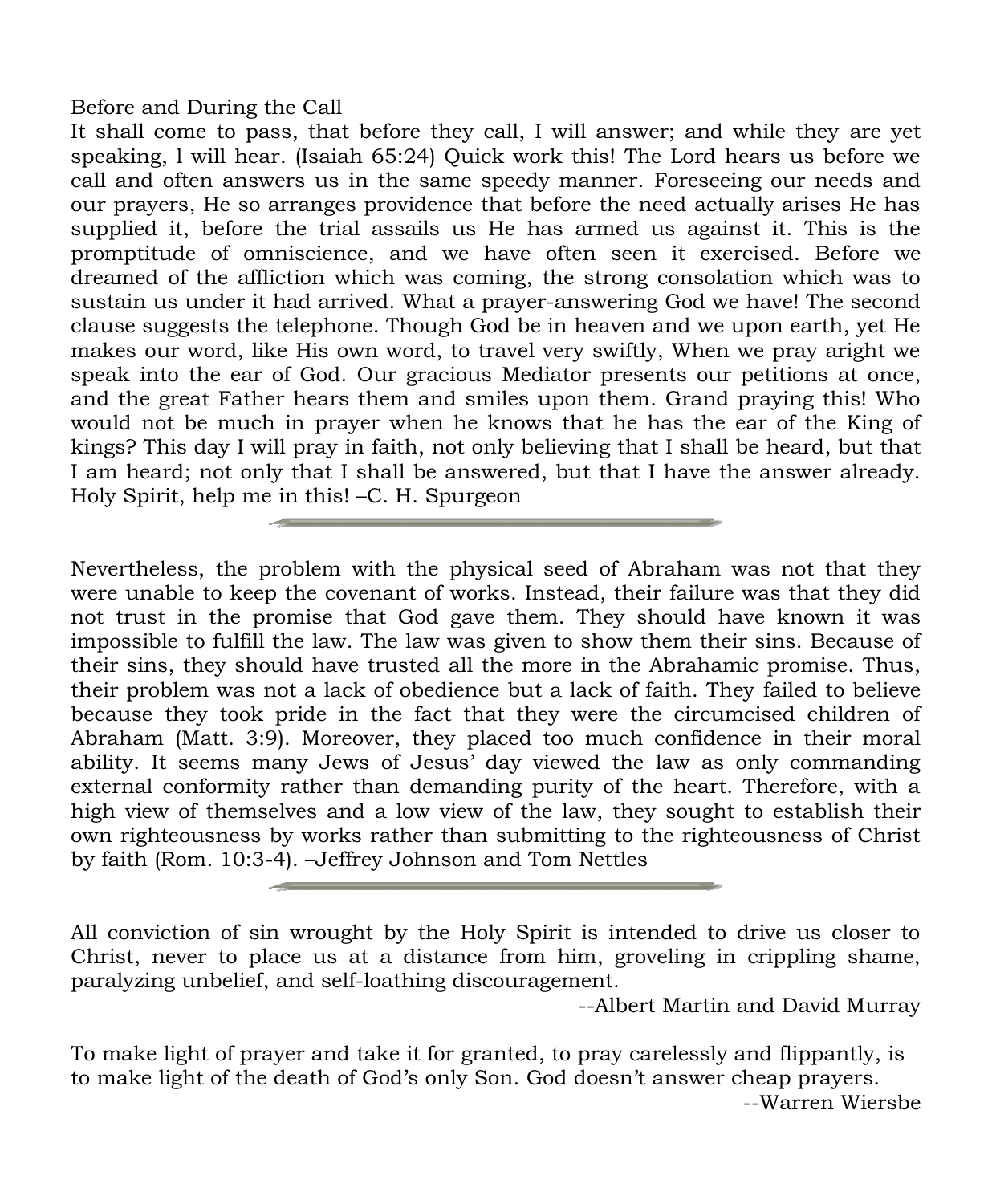Before and During the Call

It shall come to pass, that before they call, I will answer; and while they are yet speaking, l will hear. (Isaiah 65:24) Quick work this! The Lord hears us before we call and often answers us in the same speedy manner. Foreseeing our needs and our prayers, He so arranges providence that before the need actually arises He has supplied it, before the trial assails us He has armed us against it. This is the promptitude of omniscience, and we have often seen it exercised. Before we dreamed of the affliction which was coming, the strong consolation which was to sustain us under it had arrived. What a prayer-answering God we have! The second clause suggests the telephone. Though God be in heaven and we upon earth, yet He makes our word, like His own word, to travel very swiftly, When we pray aright we speak into the ear of God. Our gracious Mediator presents our petitions at once, and the great Father hears them and smiles upon them. Grand praying this! Who would not be much in prayer when he knows that he has the ear of the King of kings? This day I will pray in faith, not only believing that I shall be heard, but that I am heard; not only that I shall be answered, but that I have the answer already. Holy Spirit, help me in this! –C. H. Spurgeon

---

Nevertheless, the problem with the physical seed of Abraham was not that they were unable to keep the covenant of works. Instead, their failure was that they did not trust in the promise that God gave them. They should have known it was impossible to fulfill the law. The law was given to show them their sins. Because of their sins, they should have trusted all the more in the Abrahamic promise. Thus, their problem was not a lack of obedience but a lack of faith. They failed to believe because they took pride in the fact that they were the circumcised children of Abraham (Matt. 3:9). Moreover, they placed too much confidence in their moral ability. It seems many Jews of Jesus' day viewed the law as only commanding external conformity rather than demanding purity of the heart. Therefore, with a high view of themselves and a low view of the law, they sought to establish their own righteousness by works rather than submitting to the righteousness of Christ by faith (Rom. 10:3-4). –Jeffrey Johnson and Tom Nettles

---

All conviction of sin wrought by the Holy Spirit is intended to drive us closer to Christ, never to place us at a distance from him, groveling in crippling shame, paralyzing unbelief, and self-loathing discouragement.

--Albert Martin and David Murray

To make light of prayer and take it for granted, to pray carelessly and flippantly, is to make light of the death of God's only Son. God doesn't answer cheap prayers.

--Warren Wiersbe